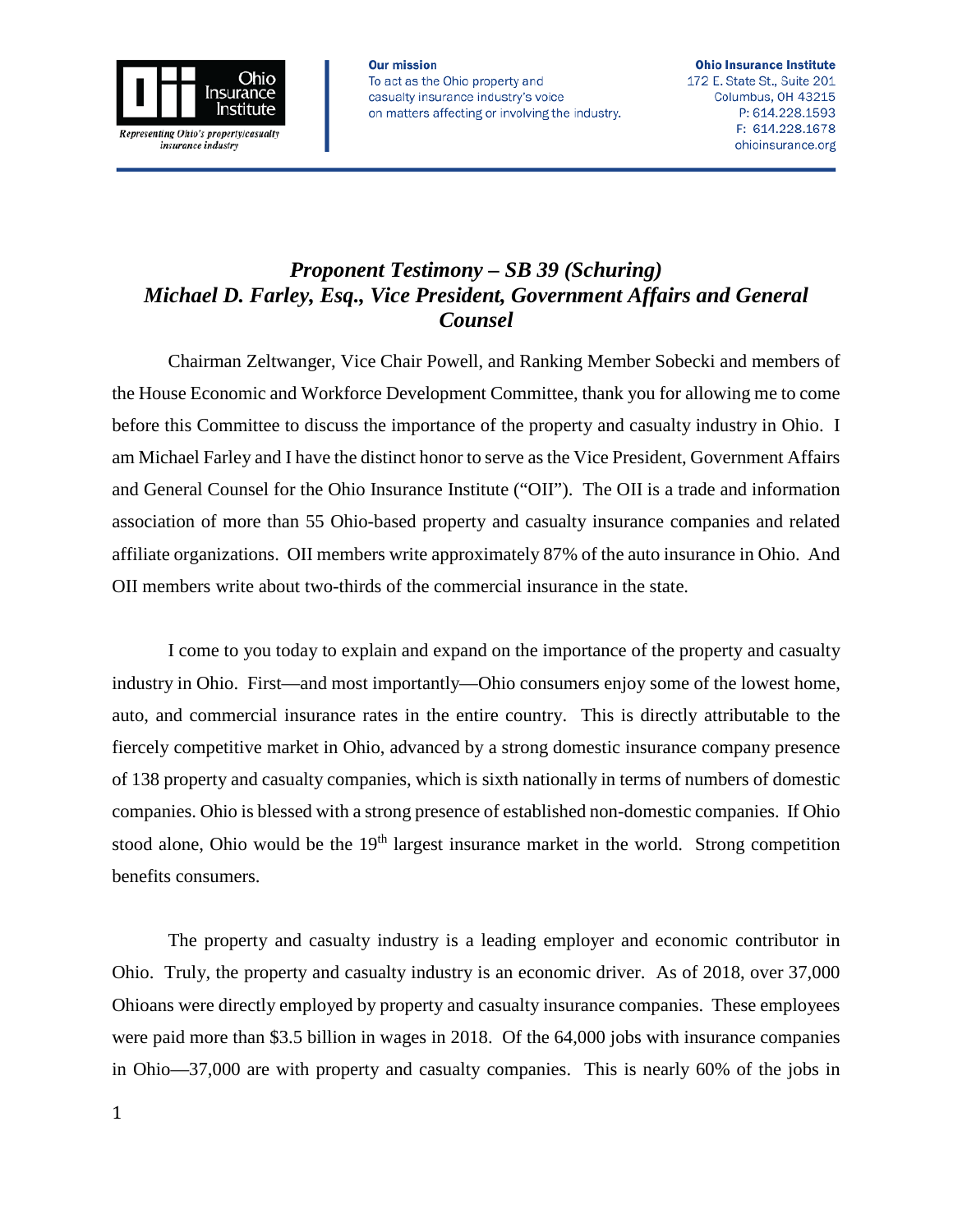Ohio Insurance Institute

*Representing Ohio's property/casualty insurance industry*

**Our mission**
To act as the Ohio property and casualty insurance industry's voice on matters affecting or involving the industry.

**Ohio Insurance Institute**
172 E. State St., Suite 201
Columbus, OH 43215
P: 614.228.1593
F: 614.228.1678
ohioinsurance.org

# *Proponent Testimony – SB 39 (Schuring)*
## *Michael D. Farley, Esq., Vice President, Government Affairs and General Counsel*

Chairman Zeltwanger, Vice Chair Powell, and Ranking Member Sobecki and members of the House Economic and Workforce Development Committee, thank you for allowing me to come before this Committee to discuss the importance of the property and casualty industry in Ohio. I am Michael Farley and I have the distinct honor to serve as the Vice President, Government Affairs and General Counsel for the Ohio Insurance Institute ("OII"). The OII is a trade and information association of more than 55 Ohio-based property and casualty insurance companies and related affiliate organizations. OII members write approximately 87% of the auto insurance in Ohio. And OII members write about two-thirds of the commercial insurance in the state.

I come to you today to explain and expand on the importance of the property and casualty industry in Ohio. First—and most importantly—Ohio consumers enjoy some of the lowest home, auto, and commercial insurance rates in the entire country. This is directly attributable to the fiercely competitive market in Ohio, advanced by a strong domestic insurance company presence of 138 property and casualty companies, which is sixth nationally in terms of numbers of domestic companies. Ohio is blessed with a strong presence of established non-domestic companies. If Ohio stood alone, Ohio would be the 19th largest insurance market in the world. Strong competition benefits consumers.

The property and casualty industry is a leading employer and economic contributor in Ohio. Truly, the property and casualty industry is an economic driver. As of 2018, over 37,000 Ohioans were directly employed by property and casualty insurance companies. These employees were paid more than $3.5 billion in wages in 2018. Of the 64,000 jobs with insurance companies in Ohio—37,000 are with property and casualty companies. This is nearly 60% of the jobs in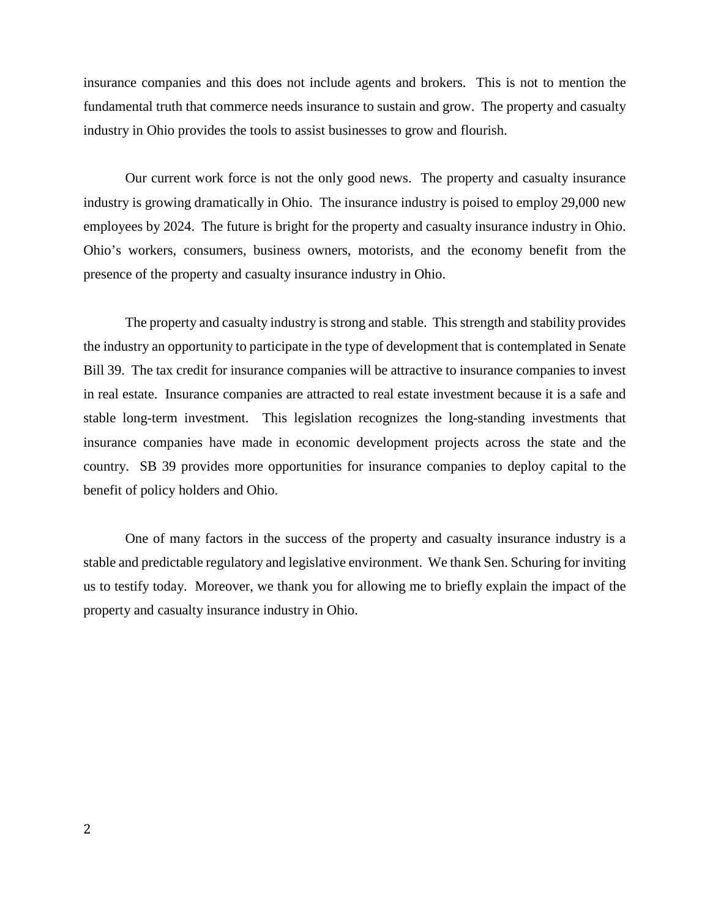insurance companies and this does not include agents and brokers. This is not to mention the fundamental truth that commerce needs insurance to sustain and grow. The property and casualty industry in Ohio provides the tools to assist businesses to grow and flourish.

Our current work force is not the only good news. The property and casualty insurance industry is growing dramatically in Ohio. The insurance industry is poised to employ 29,000 new employees by 2024. The future is bright for the property and casualty insurance industry in Ohio. Ohio's workers, consumers, business owners, motorists, and the economy benefit from the presence of the property and casualty insurance industry in Ohio.

The property and casualty industry is strong and stable. This strength and stability provides the industry an opportunity to participate in the type of development that is contemplated in Senate Bill 39. The tax credit for insurance companies will be attractive to insurance companies to invest in real estate. Insurance companies are attracted to real estate investment because it is a safe and stable long-term investment. This legislation recognizes the long-standing investments that insurance companies have made in economic development projects across the state and the country. SB 39 provides more opportunities for insurance companies to deploy capital to the benefit of policy holders and Ohio.

One of many factors in the success of the property and casualty insurance industry is a stable and predictable regulatory and legislative environment. We thank Sen. Schuring for inviting us to testify today. Moreover, we thank you for allowing me to briefly explain the impact of the property and casualty insurance industry in Ohio.